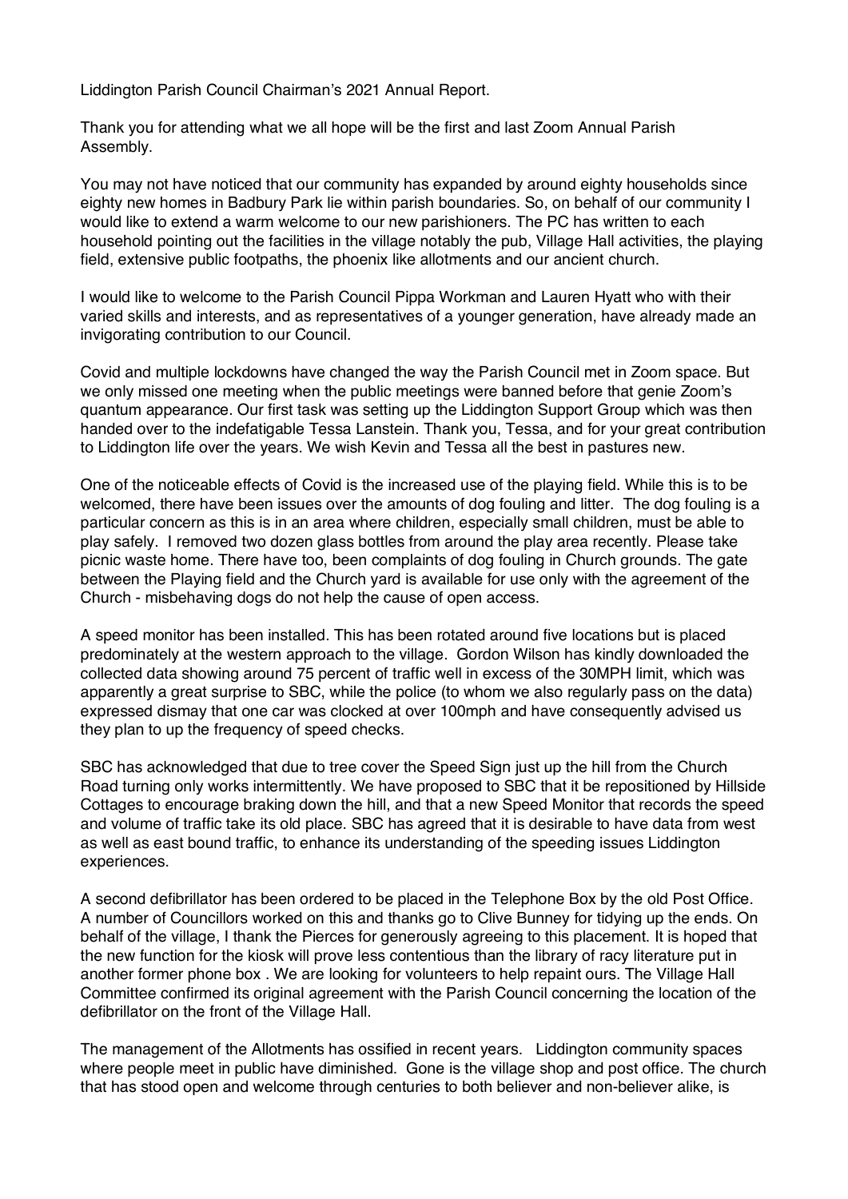Liddington Parish Council Chairman's 2021 Annual Report.

Thank you for attending what we all hope will be the first and last Zoom Annual Parish Assembly.

You may not have noticed that our community has expanded by around eighty households since eighty new homes in Badbury Park lie within parish boundaries. So, on behalf of our community I would like to extend a warm welcome to our new parishioners. The PC has written to each household pointing out the facilities in the village notably the pub, Village Hall activities, the playing field, extensive public footpaths, the phoenix like allotments and our ancient church.

I would like to welcome to the Parish Council Pippa Workman and Lauren Hyatt who with their varied skills and interests, and as representatives of a younger generation, have already made an invigorating contribution to our Council.

Covid and multiple lockdowns have changed the way the Parish Council met in Zoom space. But we only missed one meeting when the public meetings were banned before that genie Zoom's quantum appearance. Our first task was setting up the Liddington Support Group which was then handed over to the indefatigable Tessa Lanstein. Thank you, Tessa, and for your great contribution to Liddington life over the years. We wish Kevin and Tessa all the best in pastures new.

One of the noticeable effects of Covid is the increased use of the playing field. While this is to be welcomed, there have been issues over the amounts of dog fouling and litter. The dog fouling is a particular concern as this is in an area where children, especially small children, must be able to play safely. I removed two dozen glass bottles from around the play area recently. Please take picnic waste home. There have too, been complaints of dog fouling in Church grounds. The gate between the Playing field and the Church yard is available for use only with the agreement of the Church - misbehaving dogs do not help the cause of open access.

A speed monitor has been installed. This has been rotated around five locations but is placed predominately at the western approach to the village. Gordon Wilson has kindly downloaded the collected data showing around 75 percent of traffic well in excess of the 30MPH limit, which was apparently a great surprise to SBC, while the police (to whom we also regularly pass on the data) expressed dismay that one car was clocked at over 100mph and have consequently advised us they plan to up the frequency of speed checks.

SBC has acknowledged that due to tree cover the Speed Sign just up the hill from the Church Road turning only works intermittently. We have proposed to SBC that it be repositioned by Hillside Cottages to encourage braking down the hill, and that a new Speed Monitor that records the speed and volume of traffic take its old place. SBC has agreed that it is desirable to have data from west as well as east bound traffic, to enhance its understanding of the speeding issues Liddington experiences.

A second defibrillator has been ordered to be placed in the Telephone Box by the old Post Office. A number of Councillors worked on this and thanks go to Clive Bunney for tidying up the ends. On behalf of the village, I thank the Pierces for generously agreeing to this placement. It is hoped that the new function for the kiosk will prove less contentious than the library of racy literature put in another former phone box . We are looking for volunteers to help repaint ours. The Village Hall Committee confirmed its original agreement with the Parish Council concerning the location of the defibrillator on the front of the Village Hall.

The management of the Allotments has ossified in recent years. Liddington community spaces where people meet in public have diminished. Gone is the village shop and post office. The church that has stood open and welcome through centuries to both believer and non-believer alike, is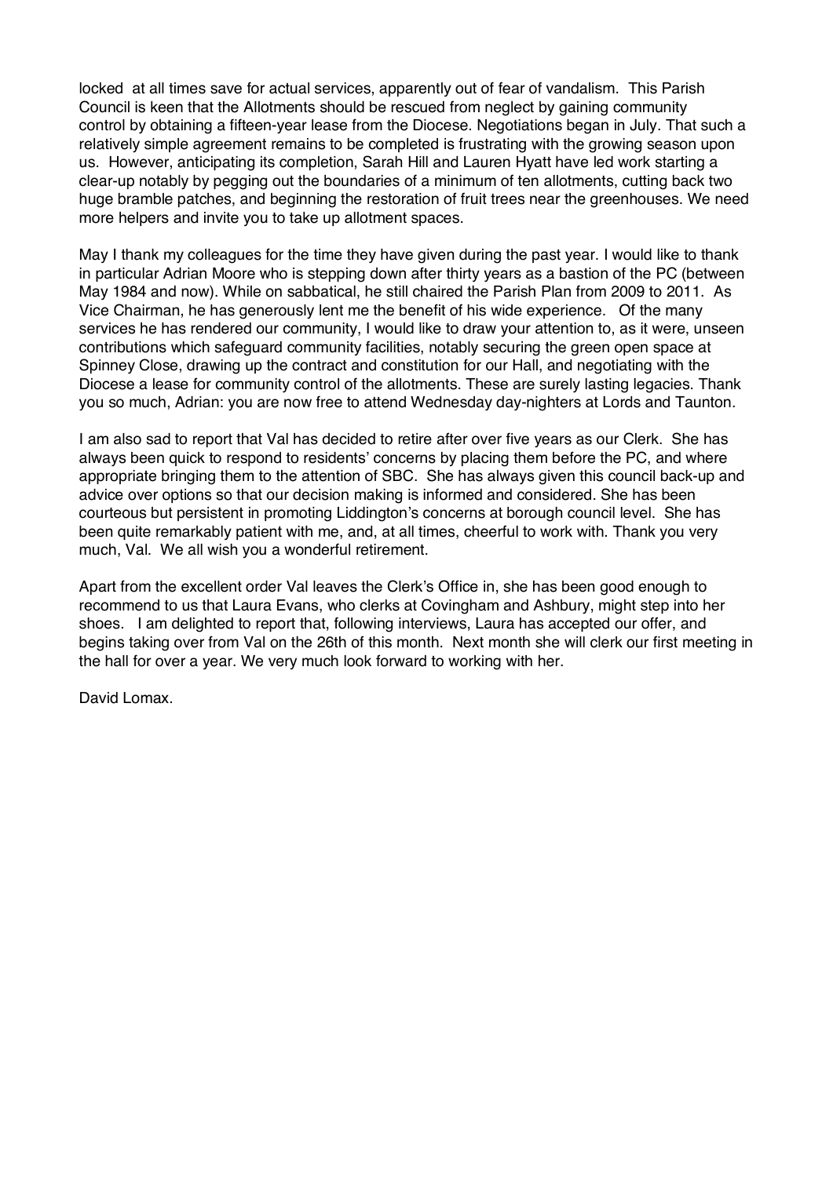locked at all times save for actual services, apparently out of fear of vandalism. This Parish Council is keen that the Allotments should be rescued from neglect by gaining community control by obtaining a fifteen-year lease from the Diocese. Negotiations began in July. That such a relatively simple agreement remains to be completed is frustrating with the growing season upon us. However, anticipating its completion, Sarah Hill and Lauren Hyatt have led work starting a clear-up notably by pegging out the boundaries of a minimum of ten allotments, cutting back two huge bramble patches, and beginning the restoration of fruit trees near the greenhouses. We need more helpers and invite you to take up allotment spaces.

May I thank my colleagues for the time they have given during the past year. I would like to thank in particular Adrian Moore who is stepping down after thirty years as a bastion of the PC (between May 1984 and now). While on sabbatical, he still chaired the Parish Plan from 2009 to 2011. As Vice Chairman, he has generously lent me the benefit of his wide experience. Of the many services he has rendered our community, I would like to draw your attention to, as it were, unseen contributions which safeguard community facilities, notably securing the green open space at Spinney Close, drawing up the contract and constitution for our Hall, and negotiating with the Diocese a lease for community control of the allotments. These are surely lasting legacies. Thank you so much, Adrian: you are now free to attend Wednesday day-nighters at Lords and Taunton.

I am also sad to report that Val has decided to retire after over five years as our Clerk. She has always been quick to respond to residents' concerns by placing them before the PC, and where appropriate bringing them to the attention of SBC. She has always given this council back-up and advice over options so that our decision making is informed and considered. She has been courteous but persistent in promoting Liddington's concerns at borough council level. She has been quite remarkably patient with me, and, at all times, cheerful to work with. Thank you very much, Val. We all wish you a wonderful retirement.

Apart from the excellent order Val leaves the Clerk's Office in, she has been good enough to recommend to us that Laura Evans, who clerks at Covingham and Ashbury, might step into her shoes. I am delighted to report that, following interviews, Laura has accepted our offer, and begins taking over from Val on the 26th of this month. Next month she will clerk our first meeting in the hall for over a year. We very much look forward to working with her.

David Lomax.